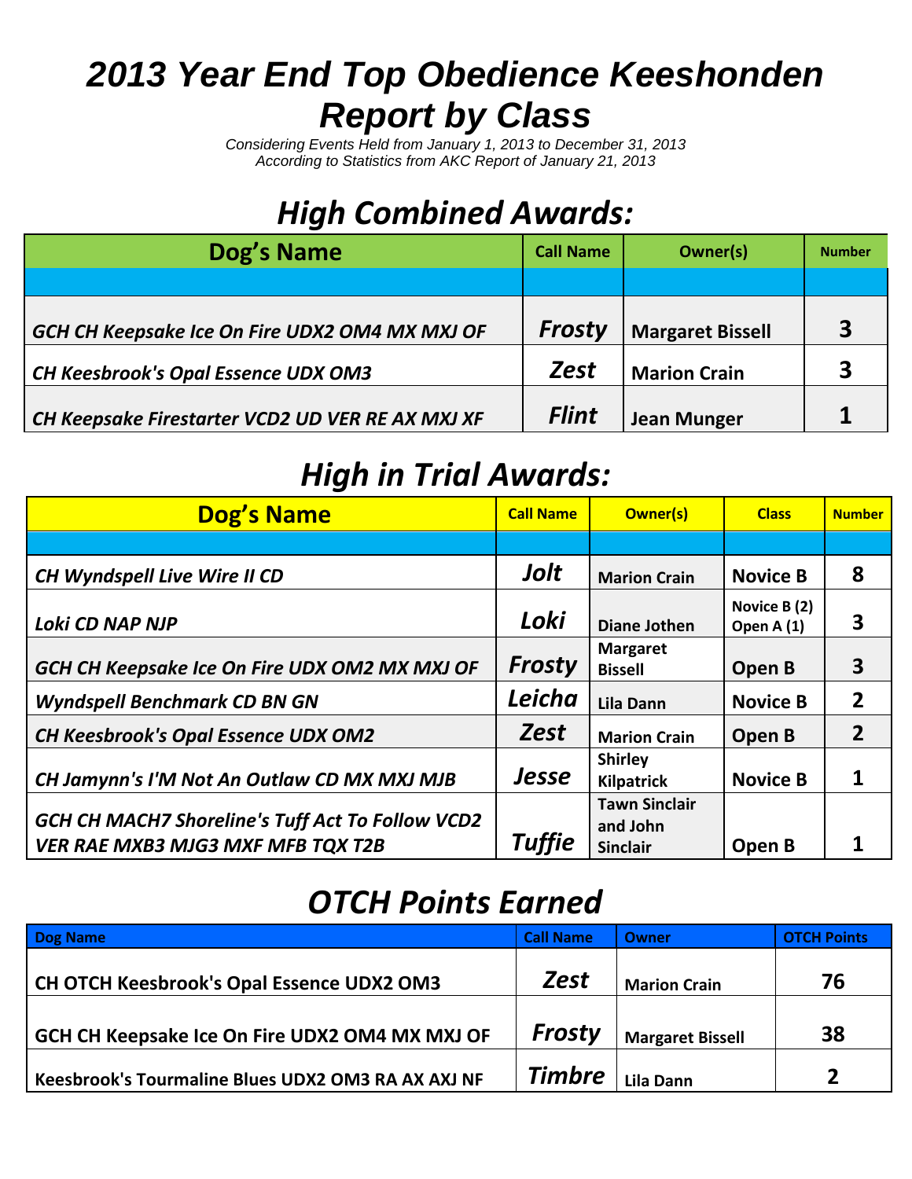# 2013 Year End Top Obedience Keeshonden Report by Class

*Considering Events Held from January 1, 2013 to December 31, 2013*
*According to Statistics from AKC Report of January 21, 2013*

## High Combined Awards:

| Dog's Name | Call Name | Owner(s) | Number |
|---|---|---|---|
| | | | |
| *GCH CH Keepsake Ice On Fire UDX2 OM4 MX MXJ OF* | *Frosty* | Margaret Bissell | 3 |
| *CH Keesbrook's Opal Essence UDX OM3* | *Zest* | Marion Crain | 3 |
| *CH Keepsake Firestarter VCD2 UD VER RE AX MXJ XF* | *Flint* | Jean Munger | 1 |

## High in Trial Awards:

| Dog's Name | Call Name | Owner(s) | Class | Number |
|---|---|---|---|---|
| | | | | |
| *CH Wyndspell Live Wire II CD* | *Jolt* | Marion Crain | Novice B | 8 |
| *Loki CD NAP NJP* | *Loki* | Diane Jothen | Novice B (2) Open A (1) | 3 |
| *GCH CH Keepsake Ice On Fire UDX OM2 MX MXJ OF* | *Frosty* | Margaret Bissell | Open B | 3 |
| *Wyndspell Benchmark CD BN GN* | *Leicha* | Lila Dann | Novice B | 2 |
| *CH Keesbrook's Opal Essence UDX OM2* | *Zest* | Marion Crain | Open B | 2 |
| *CH Jamynn's I'M Not An Outlaw CD MX MXJ MJB* | *Jesse* | Shirley Kilpatrick | Novice B | 1 |
| *GCH CH MACH7 Shoreline's Tuff Act To Follow VCD2 VER RAE MXB3 MJG3 MXF MFB TQX T2B* | *Tuffie* | Tawn Sinclair and John Sinclair | Open B | 1 |

## OTCH Points Earned

| Dog Name | Call Name | Owner | OTCH Points |
|---|---|---|---|
| CH OTCH Keesbrook's Opal Essence UDX2 OM3 | *Zest* | Marion Crain | 76 |
| GCH CH Keepsake Ice On Fire UDX2 OM4 MX MXJ OF | *Frosty* | Margaret Bissell | 38 |
| Keesbrook's Tourmaline Blues UDX2 OM3 RA AX AXJ NF | *Timbre* | Lila Dann | 2 |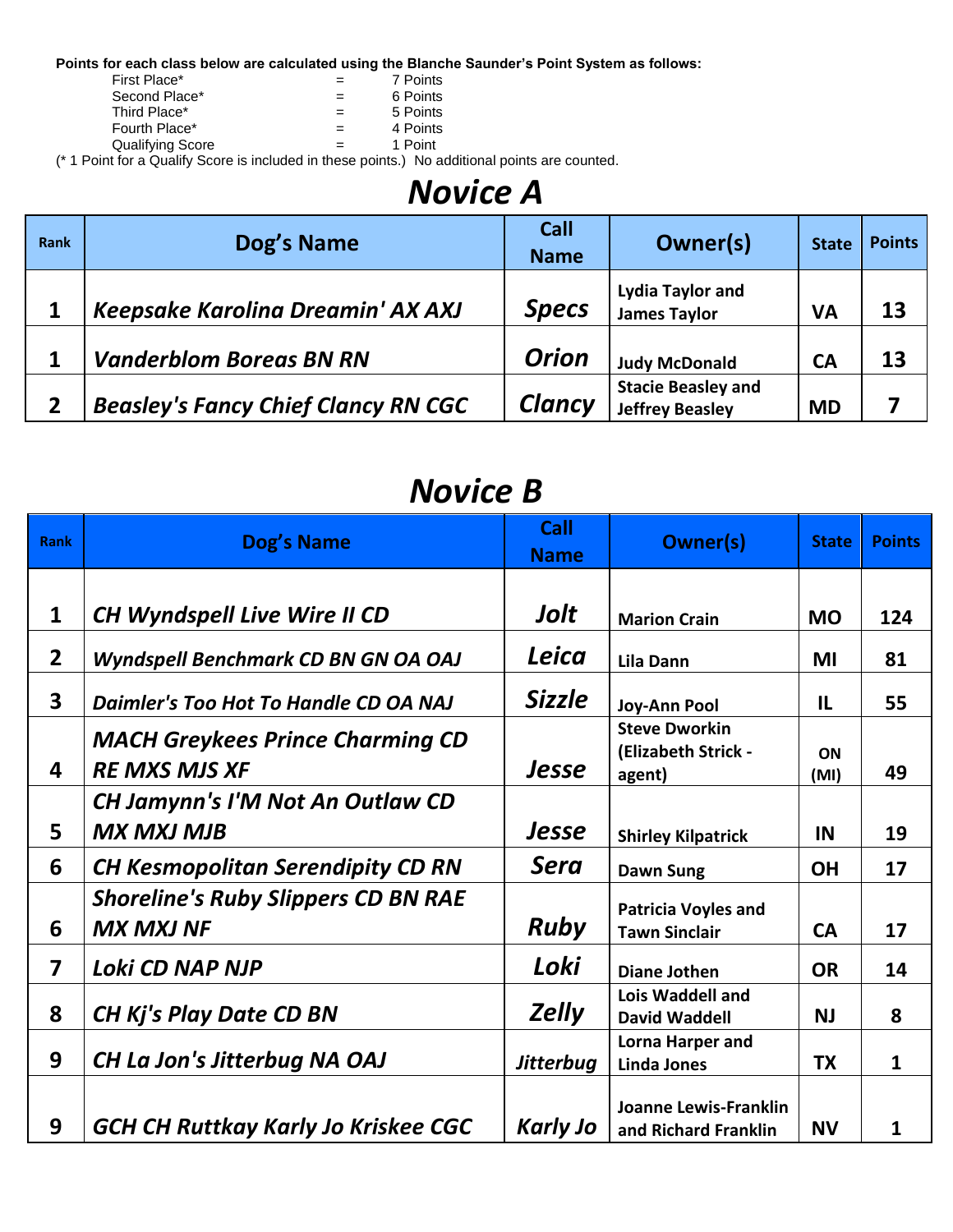**Points for each class below are calculated using the Blanche Saunder's Point System as follows:**

| | | |
|---|---|---|
| First Place* | = | 7 Points |
| Second Place* | = | 6 Points |
| Third Place* | = | 5 Points |
| Fourth Place* | = | 4 Points |
| Qualifying Score | = | 1 Point |

(* 1 Point for a Qualify Score is included in these points.) No additional points are counted.

# Novice A

| Rank | Dog's Name | Call Name | Owner(s) | State | Points |
|---|---|---|---|---|---|
| 1 | *Keepsake Karolina Dreamin' AX AXJ* | *Specs* | Lydia Taylor and James Taylor | VA | 13 |
| 1 | *Vanderblom Boreas BN RN* | *Orion* | Judy McDonald | CA | 13 |
| 2 | *Beasley's Fancy Chief Clancy RN CGC* | *Clancy* | Stacie Beasley and Jeffrey Beasley | MD | 7 |

# Novice B

| Rank | Dog's Name | Call Name | Owner(s) | State | Points |
|---|---|---|---|---|---|
| 1 | *CH Wyndspell Live Wire II CD* | *Jolt* | Marion Crain | MO | 124 |
| 2 | *Wyndspell Benchmark CD BN GN OA OAJ* | *Leica* | Lila Dann | MI | 81 |
| 3 | *Daimler's Too Hot To Handle CD OA NAJ* | *Sizzle* | Joy-Ann Pool | IL | 55 |
| 4 | *MACH Greykees Prince Charming CD RE MXS MJS XF* | *Jesse* | Steve Dworkin (Elizabeth Strick - agent) | ON (MI) | 49 |
| 5 | *CH Jamynn's I'M Not An Outlaw CD MX MXJ MJB* | *Jesse* | Shirley Kilpatrick | IN | 19 |
| 6 | *CH Kesmopolitan Serendipity CD RN* | *Sera* | Dawn Sung | OH | 17 |
| 6 | *Shoreline's Ruby Slippers CD BN RAE MX MXJ NF* | *Ruby* | Patricia Voyles and Tawn Sinclair | CA | 17 |
| 7 | *Loki CD NAP NJP* | *Loki* | Diane Jothen | OR | 14 |
| 8 | *CH Kj's Play Date CD BN* | *Zelly* | Lois Waddell and David Waddell | NJ | 8 |
| 9 | *CH La Jon's Jitterbug NA OAJ* | *Jitterbug* | Lorna Harper and Linda Jones | TX | 1 |
| 9 | *GCH CH Ruttkay Karly Jo Kriskee CGC* | *Karly Jo* | Joanne Lewis-Franklin and Richard Franklin | NV | 1 |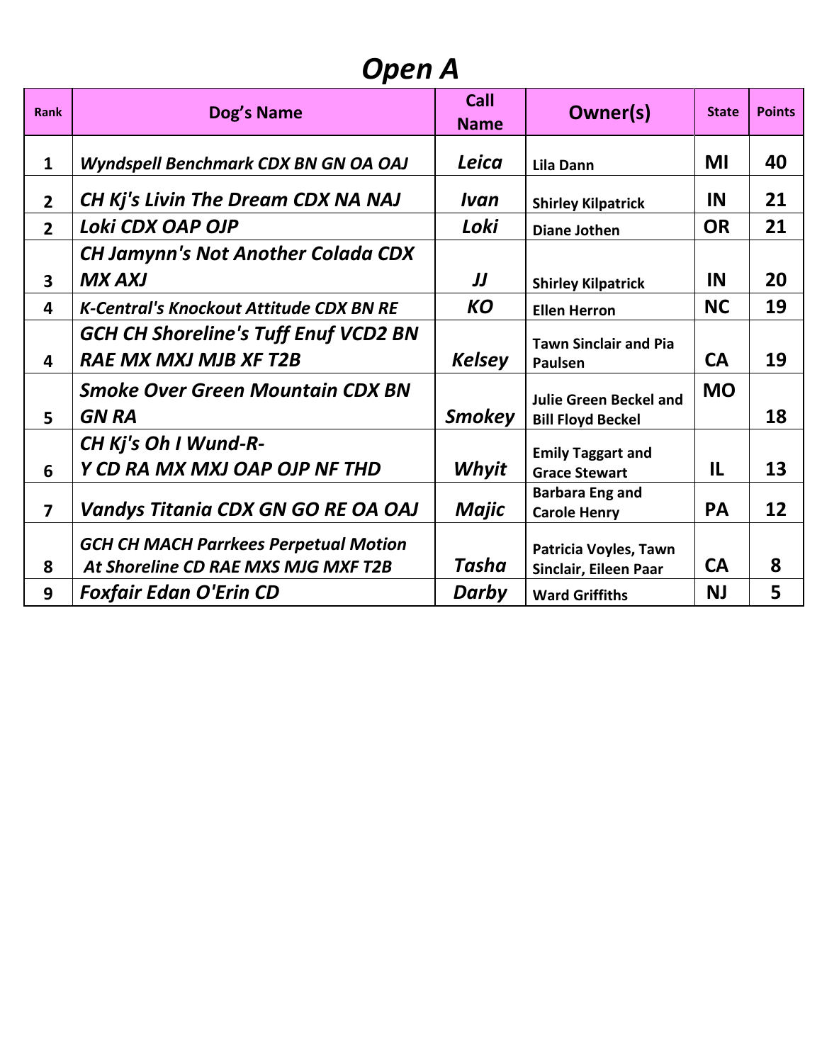# Open A

| Rank | Dog's Name | Call Name | Owner(s) | State | Points |
|---|---|---|---|---|---|
| 1 | *Wyndspell Benchmark CDX BN GN OA OAJ* | *Leica* | Lila Dann | MI | 40 |
| 2 | *CH Kj's Livin The Dream CDX NA NAJ* | *Ivan* | Shirley Kilpatrick | IN | 21 |
| 2 | *Loki CDX OAP OJP* | *Loki* | Diane Jothen | OR | 21 |
| 3 | *CH Jamynn's Not Another Colada CDX MX AXJ* | *JJ* | Shirley Kilpatrick | IN | 20 |
| 4 | *K-Central's Knockout Attitude CDX BN RE* | *KO* | Ellen Herron | NC | 19 |
| 4 | *GCH CH Shoreline's Tuff Enuf VCD2 BN RAE MX MXJ MJB XF T2B* | *Kelsey* | Tawn Sinclair and Pia Paulsen | CA | 19 |
| 5 | *Smoke Over Green Mountain CDX BN GN RA* | *Smokey* | Julie Green Beckel and Bill Floyd Beckel | MO | 18 |
| 6 | *CH Kj's Oh I Wund-R-Y CD RA MX MXJ OAP OJP NF THD* | *Whyit* | Emily Taggart and Grace Stewart | IL | 13 |
| 7 | *Vandys Titania CDX GN GO RE OA OAJ* | *Majic* | Barbara Eng and Carole Henry | PA | 12 |
| 8 | *GCH CH MACH Parrkees Perpetual Motion At Shoreline CD RAE MXS MJG MXF T2B* | *Tasha* | Patricia Voyles, Tawn Sinclair, Eileen Paar | CA | 8 |
| 9 | *Foxfair Edan O'Erin CD* | *Darby* | Ward Griffiths | NJ | 5 |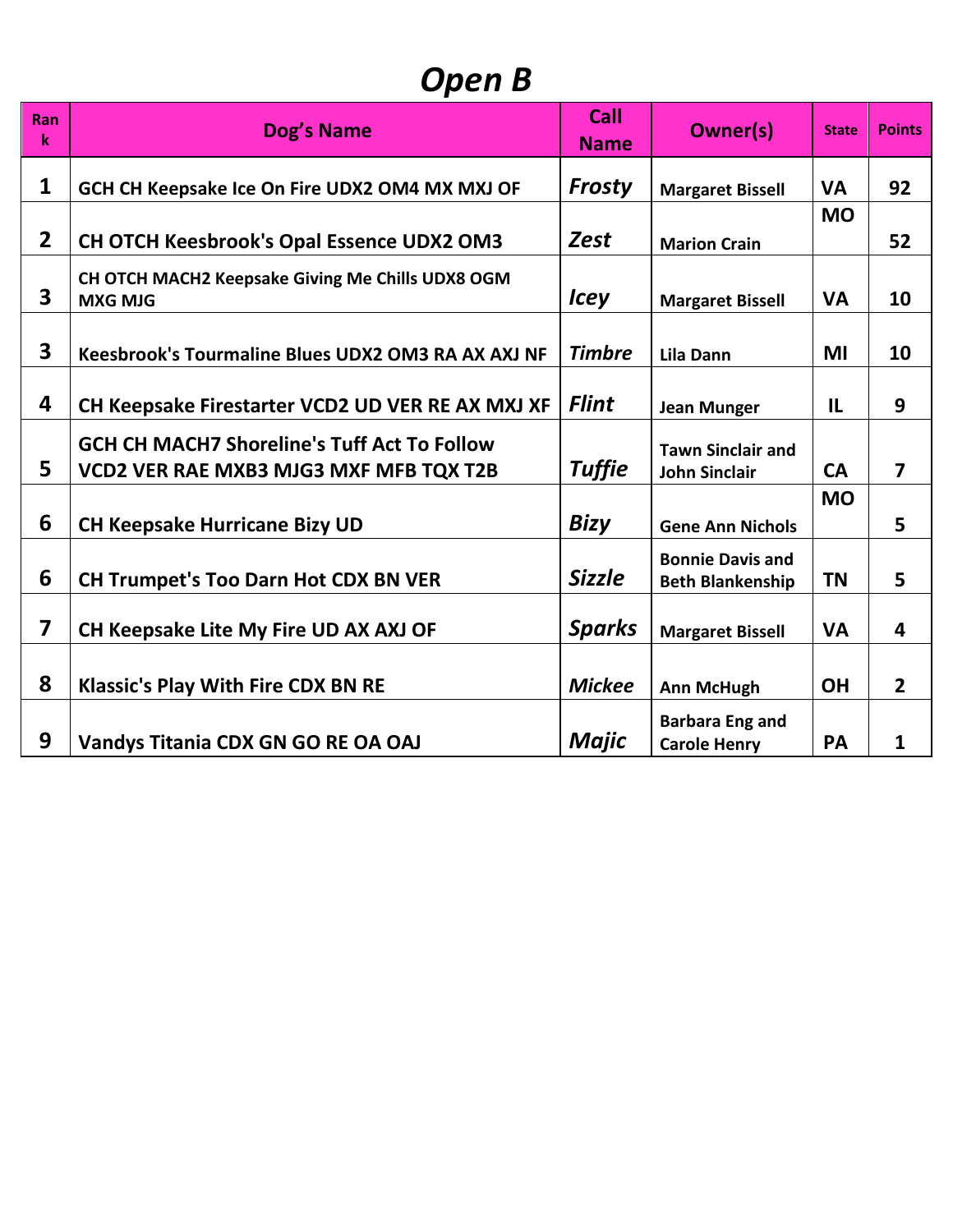# Open B

| Rank | Dog's Name | Call Name | Owner(s) | State | Points |
|---|---|---|---|---|---|
| 1 | GCH CH Keepsake Ice On Fire UDX2 OM4 MX MXJ OF | *Frosty* | Margaret Bissell | VA | 92 |
| 2 | CH OTCH Keesbrook's Opal Essence UDX2 OM3 | *Zest* | Marion Crain | MO | 52 |
| 3 | CH OTCH MACH2 Keepsake Giving Me Chills UDX8 OGM MXG MJG | *Icey* | Margaret Bissell | VA | 10 |
| 3 | Keesbrook's Tourmaline Blues UDX2 OM3 RA AX AXJ NF | *Timbre* | Lila Dann | MI | 10 |
| 4 | CH Keepsake Firestarter VCD2 UD VER RE AX MXJ XF | *Flint* | Jean Munger | IL | 9 |
| 5 | GCH CH MACH7 Shoreline's Tuff Act To Follow VCD2 VER RAE MXB3 MJG3 MXF MFB TQX T2B | *Tuffie* | Tawn Sinclair and John Sinclair | CA | 7 |
| 6 | CH Keepsake Hurricane Bizy UD | *Bizy* | Gene Ann Nichols | MO | 5 |
| 6 | CH Trumpet's Too Darn Hot CDX BN VER | *Sizzle* | Bonnie Davis and Beth Blankenship | TN | 5 |
| 7 | CH Keepsake Lite My Fire UD AX AXJ OF | *Sparks* | Margaret Bissell | VA | 4 |
| 8 | Klassic's Play With Fire CDX BN RE | *Mickee* | Ann McHugh | OH | 2 |
| 9 | Vandys Titania CDX GN GO RE OA OAJ | *Majic* | Barbara Eng and Carole Henry | PA | 1 |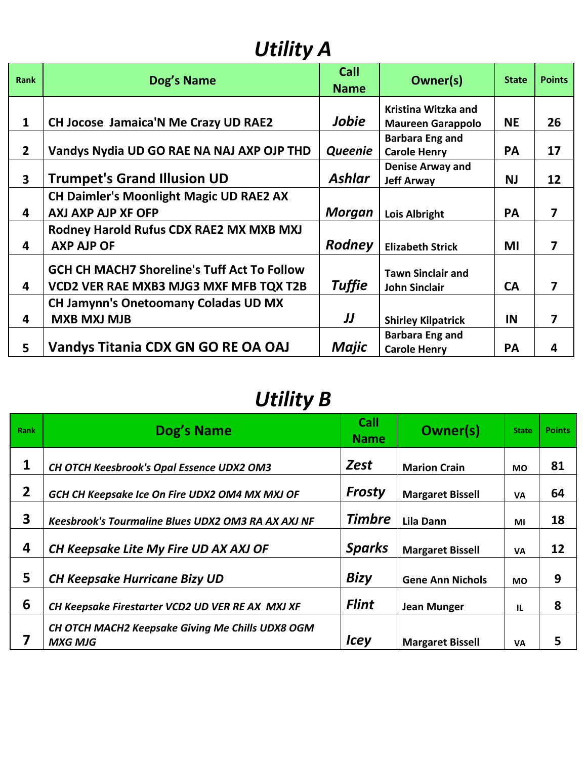# Utility A

| Rank | Dog's Name | Call Name | Owner(s) | State | Points |
|---|---|---|---|---|---|
| 1 | CH Jocose Jamaica'N Me Crazy UD RAE2 | *Jobie* | Kristina Witzka and Maureen Garappolo | NE | 26 |
| 2 | Vandys Nydia UD GO RAE NA NAJ AXP OJP THD | *Queenie* | Barbara Eng and Carole Henry | PA | 17 |
| 3 | Trumpet's Grand Illusion UD | *Ashlar* | Denise Arway and Jeff Arway | NJ | 12 |
| 4 | CH Daimler's Moonlight Magic UD RAE2 AX AXJ AXP AJP XF OFP | *Morgan* | Lois Albright | PA | 7 |
| 4 | Rodney Harold Rufus CDX RAE2 MX MXB MXJ AXP AJP OF | *Rodney* | Elizabeth Strick | MI | 7 |
| 4 | GCH CH MACH7 Shoreline's Tuff Act To Follow VCD2 VER RAE MXB3 MJG3 MXF MFB TQX T2B | *Tuffie* | Tawn Sinclair and John Sinclair | CA | 7 |
| 4 | CH Jamynn's Onetoomany Coladas UD MX MXB MXJ MJB | *JJ* | Shirley Kilpatrick | IN | 7 |
| 5 | Vandys Titania CDX GN GO RE OA OAJ | *Majic* | Barbara Eng and Carole Henry | PA | 4 |

# Utility B

| Rank | Dog's Name | Call Name | Owner(s) | State | Points |
|---|---|---|---|---|---|
| 1 | *CH OTCH Keesbrook's Opal Essence UDX2 OM3* | *Zest* | Marion Crain | MO | 81 |
| 2 | *GCH CH Keepsake Ice On Fire UDX2 OM4 MX MXJ OF* | *Frosty* | Margaret Bissell | VA | 64 |
| 3 | *Keesbrook's Tourmaline Blues UDX2 OM3 RA AX AXJ NF* | *Timbre* | Lila Dann | MI | 18 |
| 4 | *CH Keepsake Lite My Fire UD AX AXJ OF* | *Sparks* | Margaret Bissell | VA | 12 |
| 5 | *CH Keepsake Hurricane Bizy UD* | *Bizy* | Gene Ann Nichols | MO | 9 |
| 6 | *CH Keepsake Firestarter VCD2 UD VER RE AX MXJ XF* | *Flint* | Jean Munger | IL | 8 |
| 7 | *CH OTCH MACH2 Keepsake Giving Me Chills UDX8 OGM MXG MJG* | *Icey* | Margaret Bissell | VA | 5 |